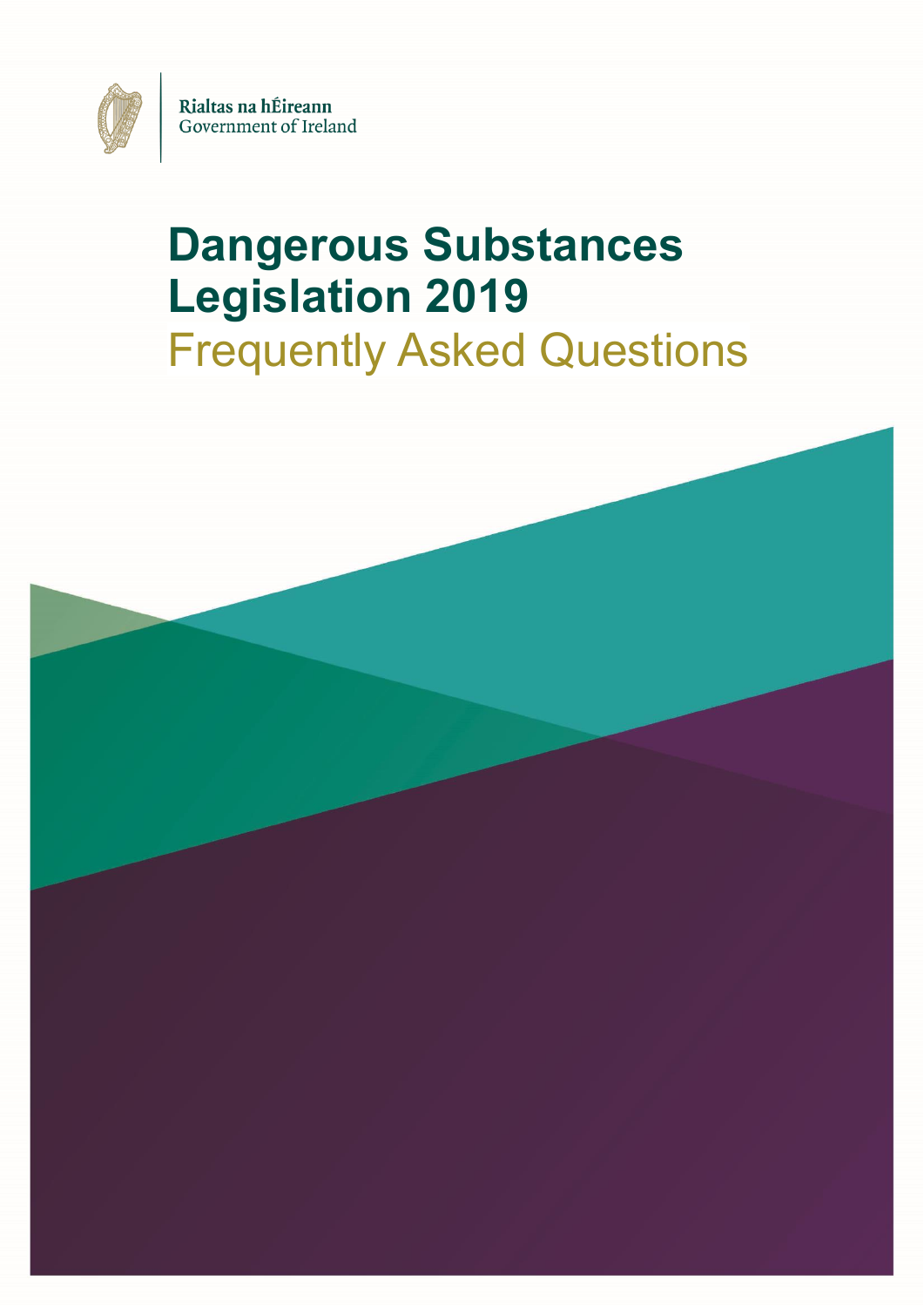Rialtas na hÉireann
Government of Ireland

# Dangerous Substances Legislation 2019

## Frequently Asked Questions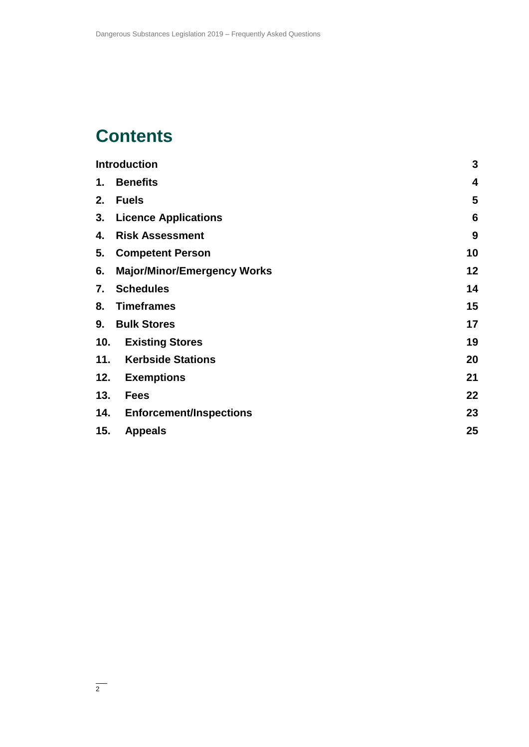# Contents

| | |
|---|---|
| **Introduction** | **3** |
| **1. Benefits** | **4** |
| **2. Fuels** | **5** |
| **3. Licence Applications** | **6** |
| **4. Risk Assessment** | **9** |
| **5. Competent Person** | **10** |
| **6. Major/Minor/Emergency Works** | **12** |
| **7. Schedules** | **14** |
| **8. Timeframes** | **15** |
| **9. Bulk Stores** | **17** |
| **10. Existing Stores** | **19** |
| **11. Kerbside Stations** | **20** |
| **12. Exemptions** | **21** |
| **13. Fees** | **22** |
| **14. Enforcement/Inspections** | **23** |
| **15. Appeals** | **25** |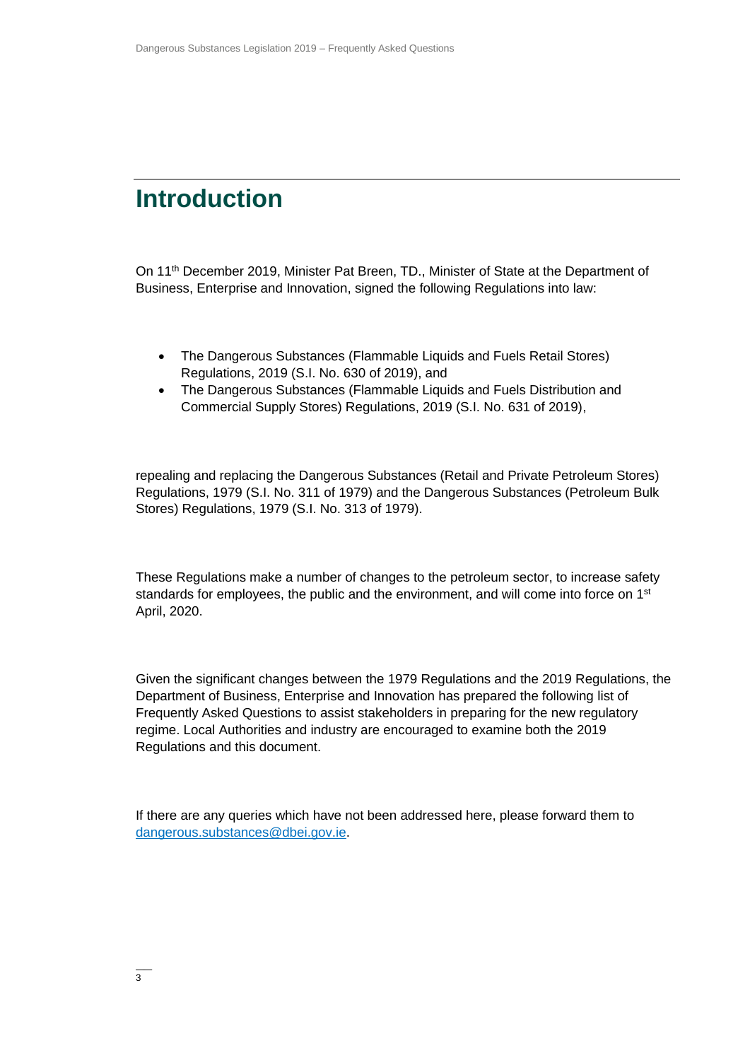# Introduction

On 11th December 2019, Minister Pat Breen, TD., Minister of State at the Department of Business, Enterprise and Innovation, signed the following Regulations into law:

- The Dangerous Substances (Flammable Liquids and Fuels Retail Stores) Regulations, 2019 (S.I. No. 630 of 2019), and
- The Dangerous Substances (Flammable Liquids and Fuels Distribution and Commercial Supply Stores) Regulations, 2019 (S.I. No. 631 of 2019),

repealing and replacing the Dangerous Substances (Retail and Private Petroleum Stores) Regulations, 1979 (S.I. No. 311 of 1979) and the Dangerous Substances (Petroleum Bulk Stores) Regulations, 1979 (S.I. No. 313 of 1979).

These Regulations make a number of changes to the petroleum sector, to increase safety standards for employees, the public and the environment, and will come into force on 1st April, 2020.

Given the significant changes between the 1979 Regulations and the 2019 Regulations, the Department of Business, Enterprise and Innovation has prepared the following list of Frequently Asked Questions to assist stakeholders in preparing for the new regulatory regime. Local Authorities and industry are encouraged to examine both the 2019 Regulations and this document.

If there are any queries which have not been addressed here, please forward them to [dangerous.substances@dbei.gov.ie](mailto:dangerous.substances@dbei.gov.ie).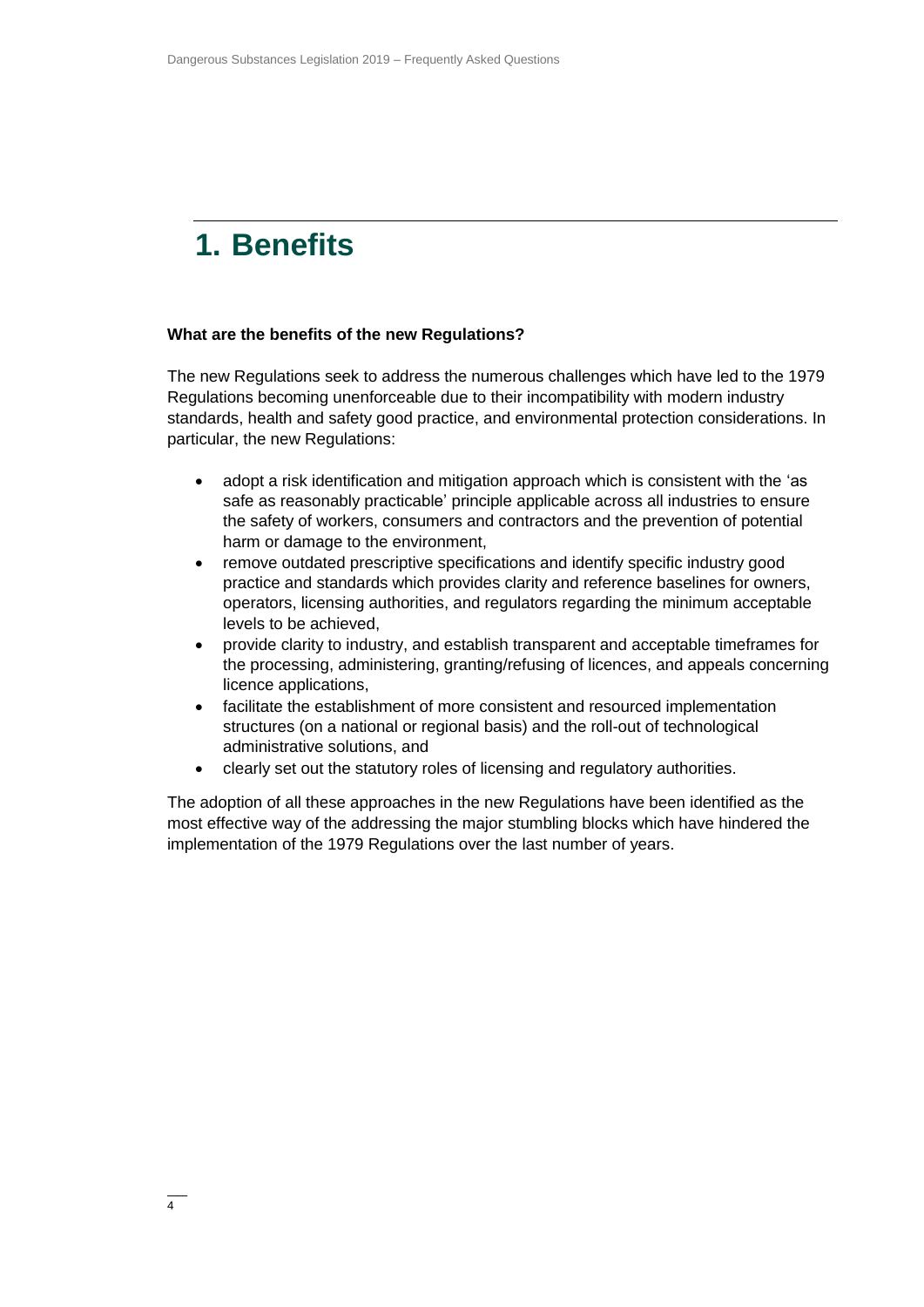# 1. Benefits

**What are the benefits of the new Regulations?**

The new Regulations seek to address the numerous challenges which have led to the 1979 Regulations becoming unenforceable due to their incompatibility with modern industry standards, health and safety good practice, and environmental protection considerations. In particular, the new Regulations:

- adopt a risk identification and mitigation approach which is consistent with the 'as safe as reasonably practicable' principle applicable across all industries to ensure the safety of workers, consumers and contractors and the prevention of potential harm or damage to the environment,
- remove outdated prescriptive specifications and identify specific industry good practice and standards which provides clarity and reference baselines for owners, operators, licensing authorities, and regulators regarding the minimum acceptable levels to be achieved,
- provide clarity to industry, and establish transparent and acceptable timeframes for the processing, administering, granting/refusing of licences, and appeals concerning licence applications,
- facilitate the establishment of more consistent and resourced implementation structures (on a national or regional basis) and the roll-out of technological administrative solutions, and
- clearly set out the statutory roles of licensing and regulatory authorities.

The adoption of all these approaches in the new Regulations have been identified as the most effective way of the addressing the major stumbling blocks which have hindered the implementation of the 1979 Regulations over the last number of years.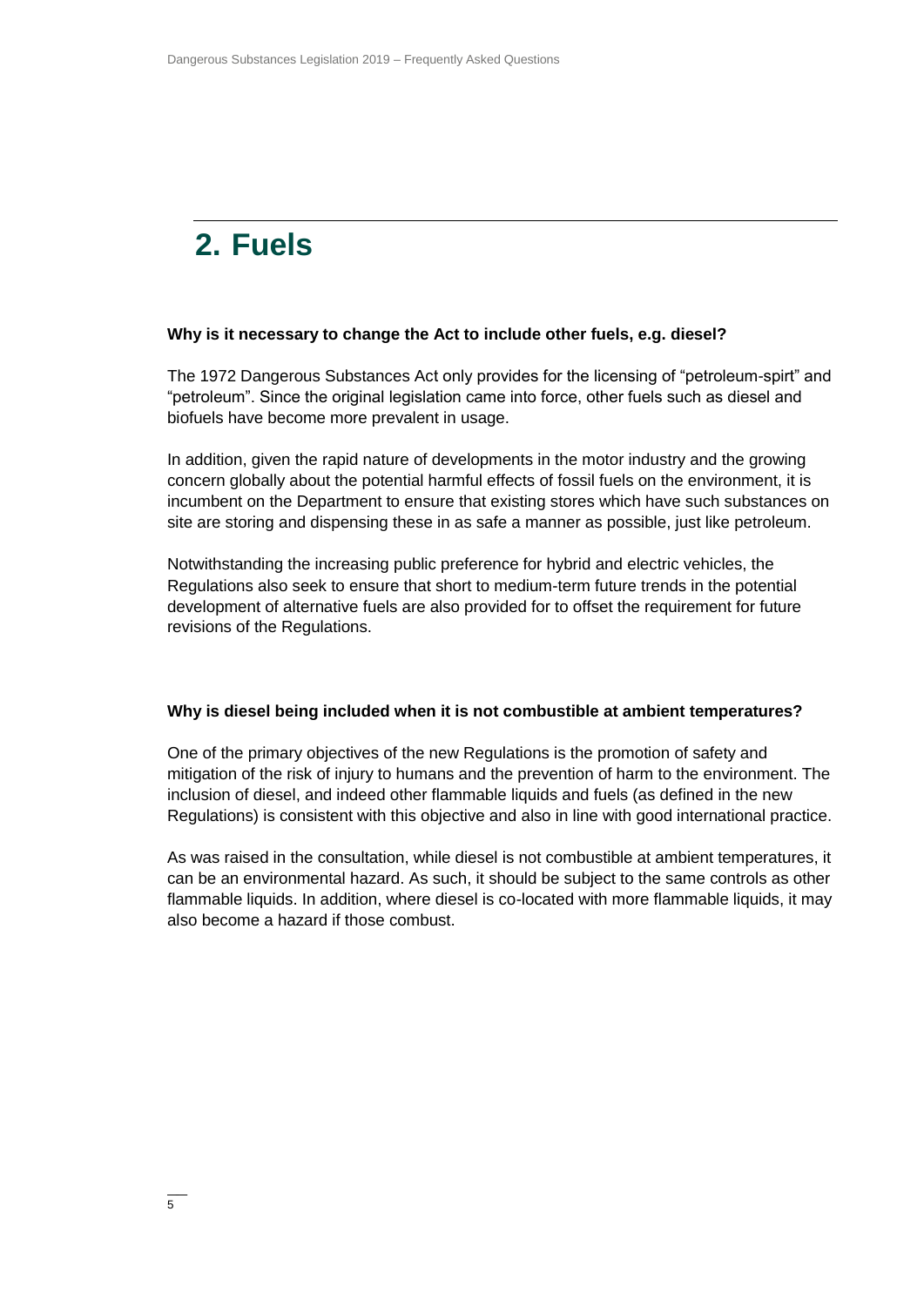## 2. Fuels

**Why is it necessary to change the Act to include other fuels, e.g. diesel?**

The 1972 Dangerous Substances Act only provides for the licensing of "petroleum-spirt" and "petroleum". Since the original legislation came into force, other fuels such as diesel and biofuels have become more prevalent in usage.

In addition, given the rapid nature of developments in the motor industry and the growing concern globally about the potential harmful effects of fossil fuels on the environment, it is incumbent on the Department to ensure that existing stores which have such substances on site are storing and dispensing these in as safe a manner as possible, just like petroleum.

Notwithstanding the increasing public preference for hybrid and electric vehicles, the Regulations also seek to ensure that short to medium-term future trends in the potential development of alternative fuels are also provided for to offset the requirement for future revisions of the Regulations.

**Why is diesel being included when it is not combustible at ambient temperatures?**

One of the primary objectives of the new Regulations is the promotion of safety and mitigation of the risk of injury to humans and the prevention of harm to the environment. The inclusion of diesel, and indeed other flammable liquids and fuels (as defined in the new Regulations) is consistent with this objective and also in line with good international practice.

As was raised in the consultation, while diesel is not combustible at ambient temperatures, it can be an environmental hazard. As such, it should be subject to the same controls as other flammable liquids. In addition, where diesel is co-located with more flammable liquids, it may also become a hazard if those combust.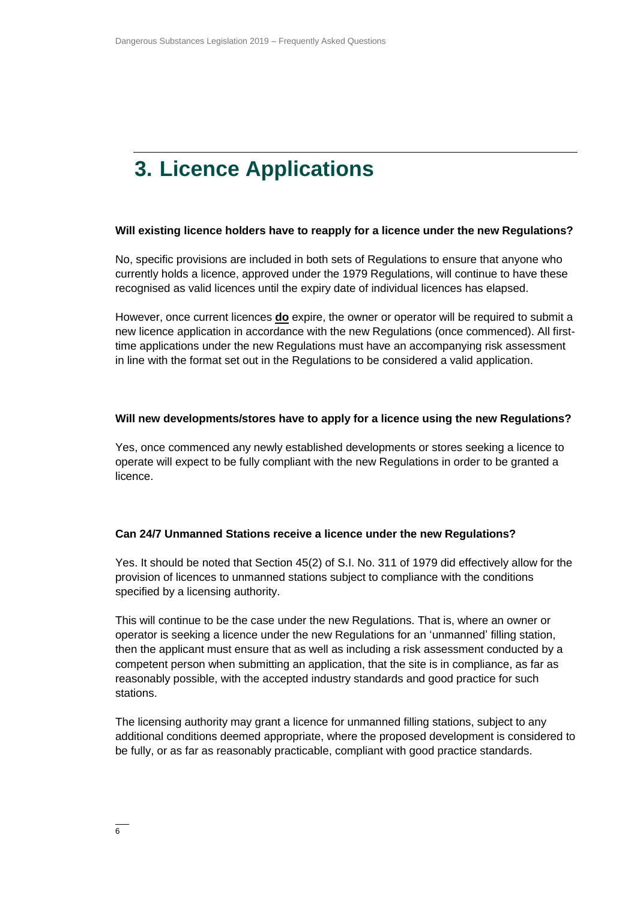# 3. Licence Applications

**Will existing licence holders have to reapply for a licence under the new Regulations?**

No, specific provisions are included in both sets of Regulations to ensure that anyone who currently holds a licence, approved under the 1979 Regulations, will continue to have these recognised as valid licences until the expiry date of individual licences has elapsed.

However, once current licences **do** expire, the owner or operator will be required to submit a new licence application in accordance with the new Regulations (once commenced). All first-time applications under the new Regulations must have an accompanying risk assessment in line with the format set out in the Regulations to be considered a valid application.

**Will new developments/stores have to apply for a licence using the new Regulations?**

Yes, once commenced any newly established developments or stores seeking a licence to operate will expect to be fully compliant with the new Regulations in order to be granted a licence.

**Can 24/7 Unmanned Stations receive a licence under the new Regulations?**

Yes. It should be noted that Section 45(2) of S.I. No. 311 of 1979 did effectively allow for the provision of licences to unmanned stations subject to compliance with the conditions specified by a licensing authority.

This will continue to be the case under the new Regulations. That is, where an owner or operator is seeking a licence under the new Regulations for an 'unmanned' filling station, then the applicant must ensure that as well as including a risk assessment conducted by a competent person when submitting an application, that the site is in compliance, as far as reasonably possible, with the accepted industry standards and good practice for such stations.

The licensing authority may grant a licence for unmanned filling stations, subject to any additional conditions deemed appropriate, where the proposed development is considered to be fully, or as far as reasonably practicable, compliant with good practice standards.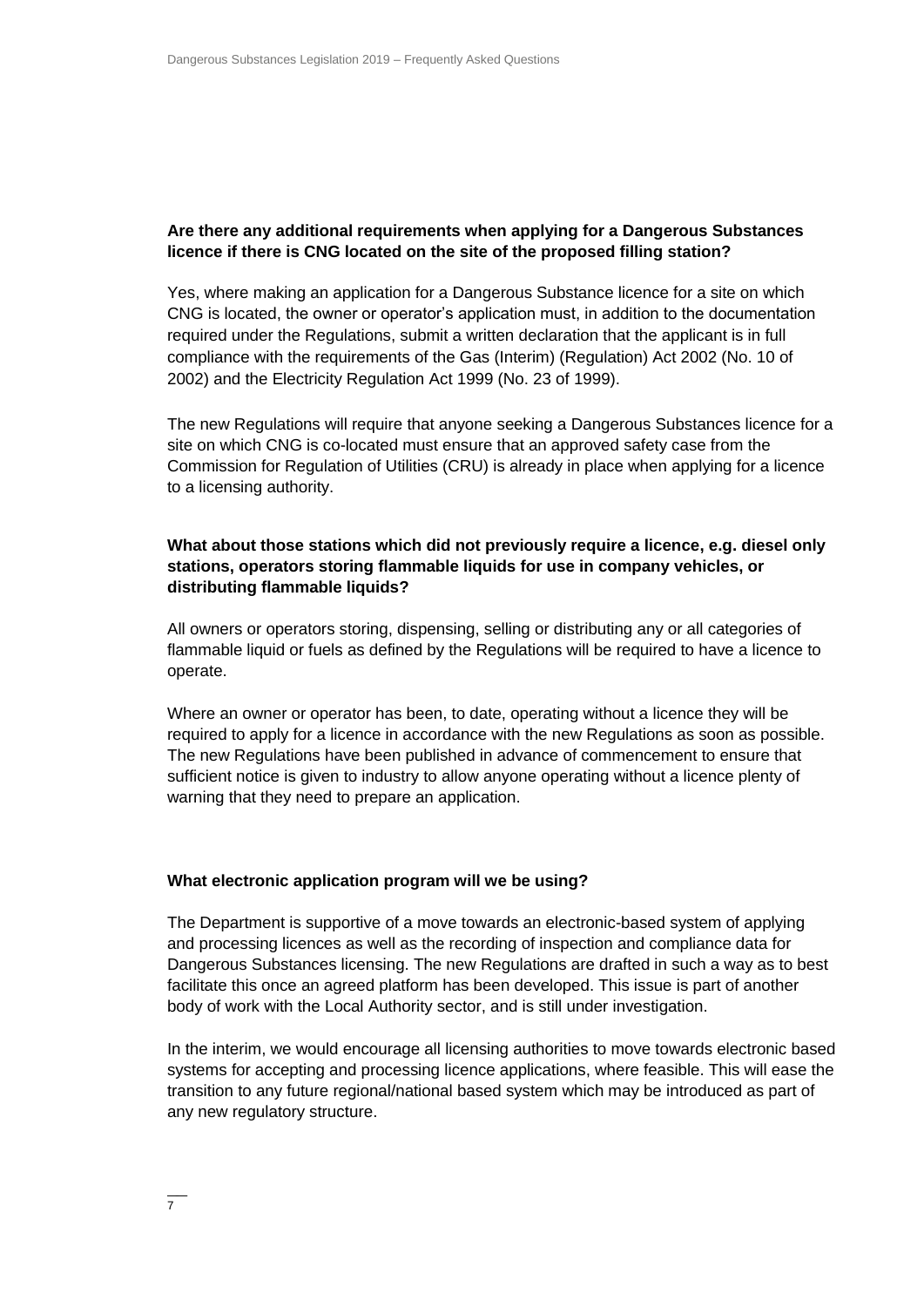**Are there any additional requirements when applying for a Dangerous Substances licence if there is CNG located on the site of the proposed filling station?**

Yes, where making an application for a Dangerous Substance licence for a site on which CNG is located, the owner or operator's application must, in addition to the documentation required under the Regulations, submit a written declaration that the applicant is in full compliance with the requirements of the Gas (Interim) (Regulation) Act 2002 (No. 10 of 2002) and the Electricity Regulation Act 1999 (No. 23 of 1999).

The new Regulations will require that anyone seeking a Dangerous Substances licence for a site on which CNG is co-located must ensure that an approved safety case from the Commission for Regulation of Utilities (CRU) is already in place when applying for a licence to a licensing authority.

**What about those stations which did not previously require a licence, e.g. diesel only stations, operators storing flammable liquids for use in company vehicles, or distributing flammable liquids?**

All owners or operators storing, dispensing, selling or distributing any or all categories of flammable liquid or fuels as defined by the Regulations will be required to have a licence to operate.

Where an owner or operator has been, to date, operating without a licence they will be required to apply for a licence in accordance with the new Regulations as soon as possible. The new Regulations have been published in advance of commencement to ensure that sufficient notice is given to industry to allow anyone operating without a licence plenty of warning that they need to prepare an application.

**What electronic application program will we be using?**

The Department is supportive of a move towards an electronic-based system of applying and processing licences as well as the recording of inspection and compliance data for Dangerous Substances licensing. The new Regulations are drafted in such a way as to best facilitate this once an agreed platform has been developed. This issue is part of another body of work with the Local Authority sector, and is still under investigation.

In the interim, we would encourage all licensing authorities to move towards electronic based systems for accepting and processing licence applications, where feasible. This will ease the transition to any future regional/national based system which may be introduced as part of any new regulatory structure.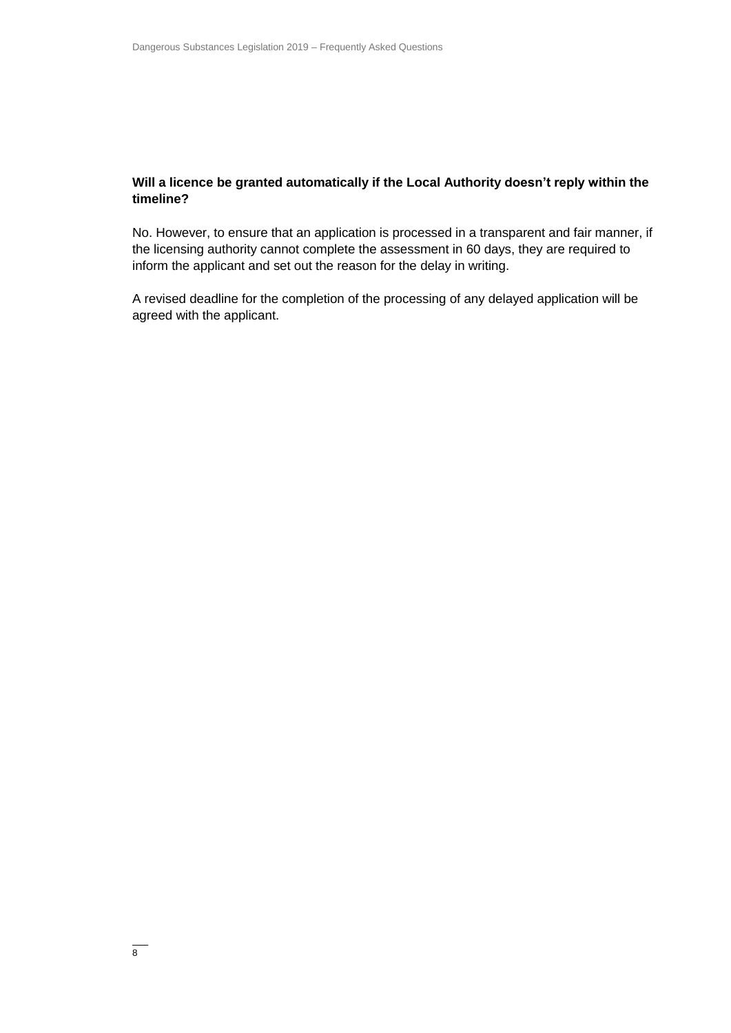**Will a licence be granted automatically if the Local Authority doesn't reply within the timeline?**

No. However, to ensure that an application is processed in a transparent and fair manner, if the licensing authority cannot complete the assessment in 60 days, they are required to inform the applicant and set out the reason for the delay in writing.

A revised deadline for the completion of the processing of any delayed application will be agreed with the applicant.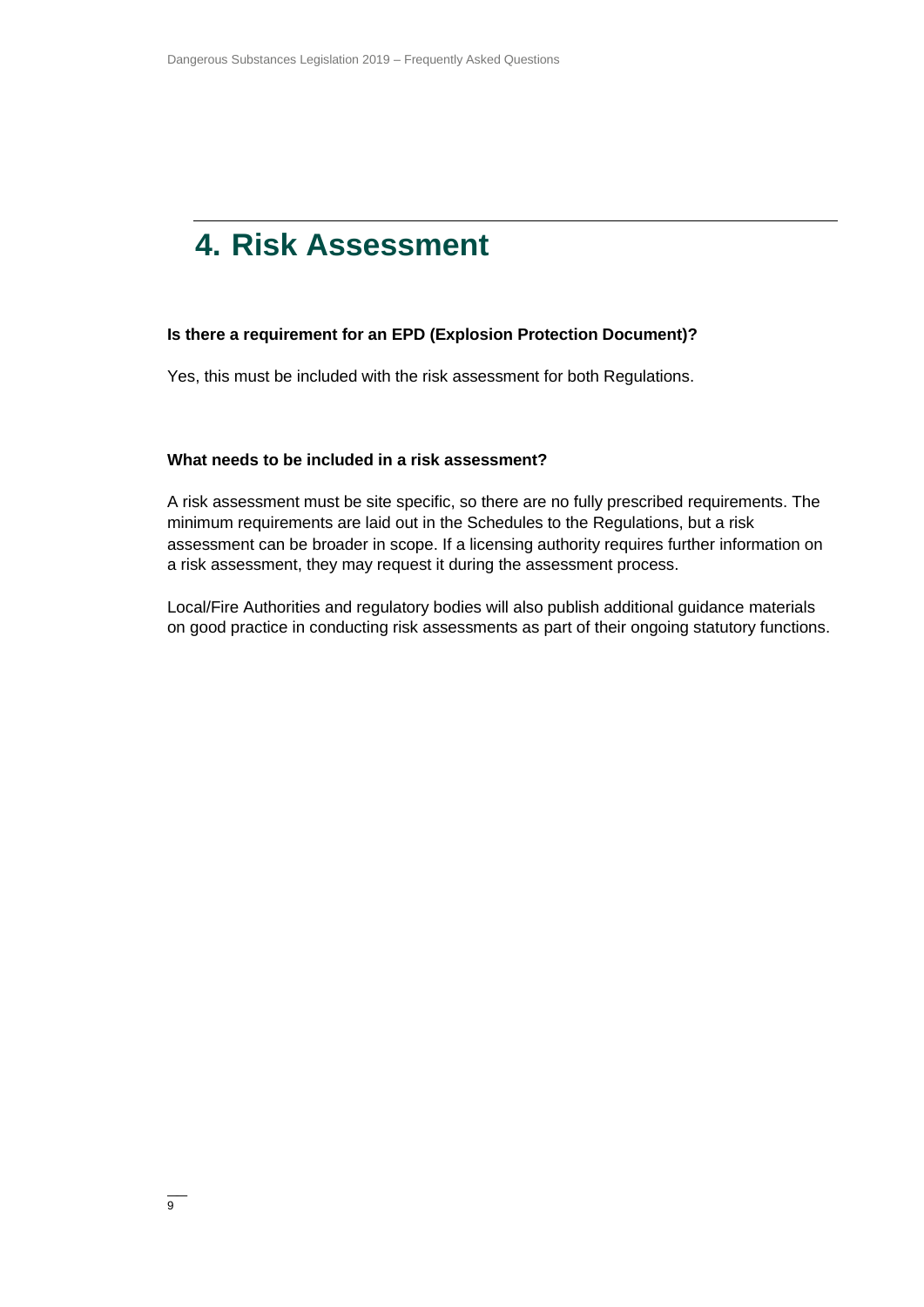# 4. Risk Assessment

**Is there a requirement for an EPD (Explosion Protection Document)?**

Yes, this must be included with the risk assessment for both Regulations.

**What needs to be included in a risk assessment?**

A risk assessment must be site specific, so there are no fully prescribed requirements. The minimum requirements are laid out in the Schedules to the Regulations, but a risk assessment can be broader in scope. If a licensing authority requires further information on a risk assessment, they may request it during the assessment process.

Local/Fire Authorities and regulatory bodies will also publish additional guidance materials on good practice in conducting risk assessments as part of their ongoing statutory functions.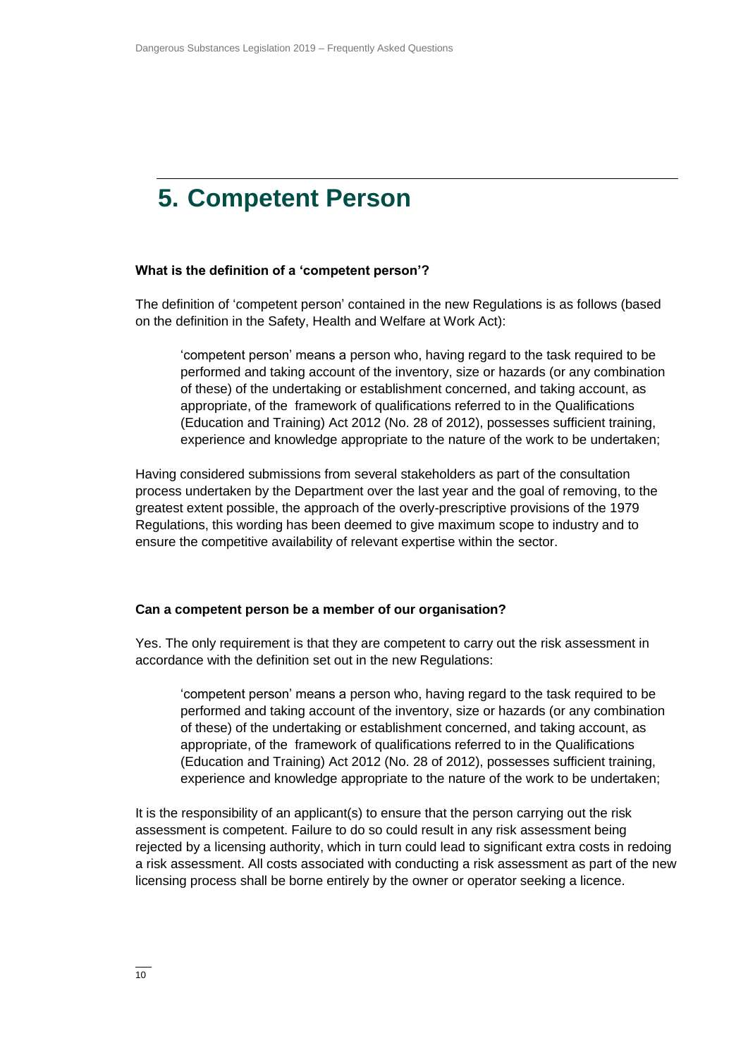# 5. Competent Person

**What is the definition of a 'competent person'?**

The definition of 'competent person' contained in the new Regulations is as follows (based on the definition in the Safety, Health and Welfare at Work Act):

> 'competent person' means a person who, having regard to the task required to be performed and taking account of the inventory, size or hazards (or any combination of these) of the undertaking or establishment concerned, and taking account, as appropriate, of the framework of qualifications referred to in the Qualifications (Education and Training) Act 2012 (No. 28 of 2012), possesses sufficient training, experience and knowledge appropriate to the nature of the work to be undertaken;

Having considered submissions from several stakeholders as part of the consultation process undertaken by the Department over the last year and the goal of removing, to the greatest extent possible, the approach of the overly-prescriptive provisions of the 1979 Regulations, this wording has been deemed to give maximum scope to industry and to ensure the competitive availability of relevant expertise within the sector.

**Can a competent person be a member of our organisation?**

Yes. The only requirement is that they are competent to carry out the risk assessment in accordance with the definition set out in the new Regulations:

> 'competent person' means a person who, having regard to the task required to be performed and taking account of the inventory, size or hazards (or any combination of these) of the undertaking or establishment concerned, and taking account, as appropriate, of the framework of qualifications referred to in the Qualifications (Education and Training) Act 2012 (No. 28 of 2012), possesses sufficient training, experience and knowledge appropriate to the nature of the work to be undertaken;

It is the responsibility of an applicant(s) to ensure that the person carrying out the risk assessment is competent. Failure to do so could result in any risk assessment being rejected by a licensing authority, which in turn could lead to significant extra costs in redoing a risk assessment. All costs associated with conducting a risk assessment as part of the new licensing process shall be borne entirely by the owner or operator seeking a licence.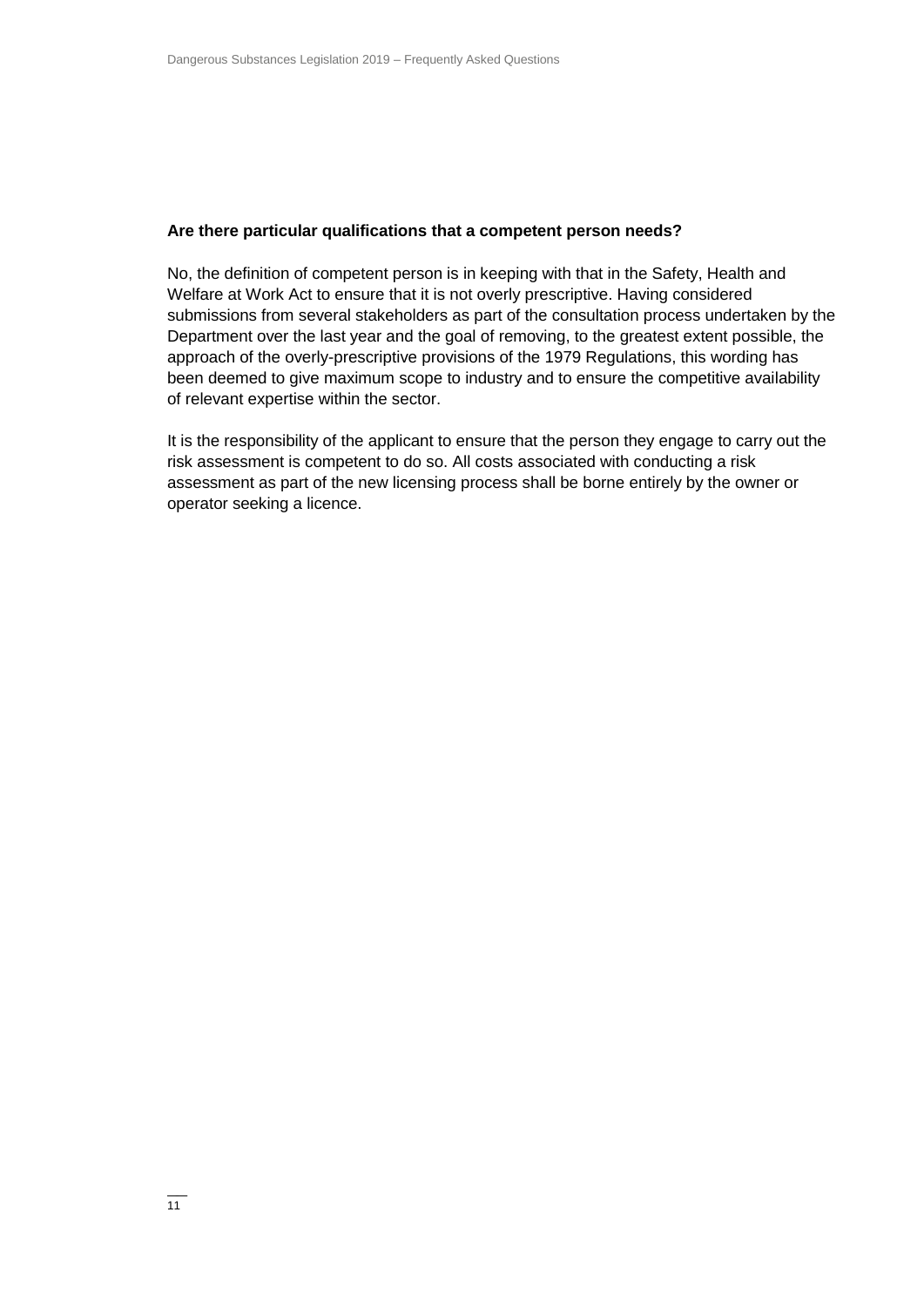**Are there particular qualifications that a competent person needs?**

No, the definition of competent person is in keeping with that in the Safety, Health and Welfare at Work Act to ensure that it is not overly prescriptive. Having considered submissions from several stakeholders as part of the consultation process undertaken by the Department over the last year and the goal of removing, to the greatest extent possible, the approach of the overly-prescriptive provisions of the 1979 Regulations, this wording has been deemed to give maximum scope to industry and to ensure the competitive availability of relevant expertise within the sector.

It is the responsibility of the applicant to ensure that the person they engage to carry out the risk assessment is competent to do so. All costs associated with conducting a risk assessment as part of the new licensing process shall be borne entirely by the owner or operator seeking a licence.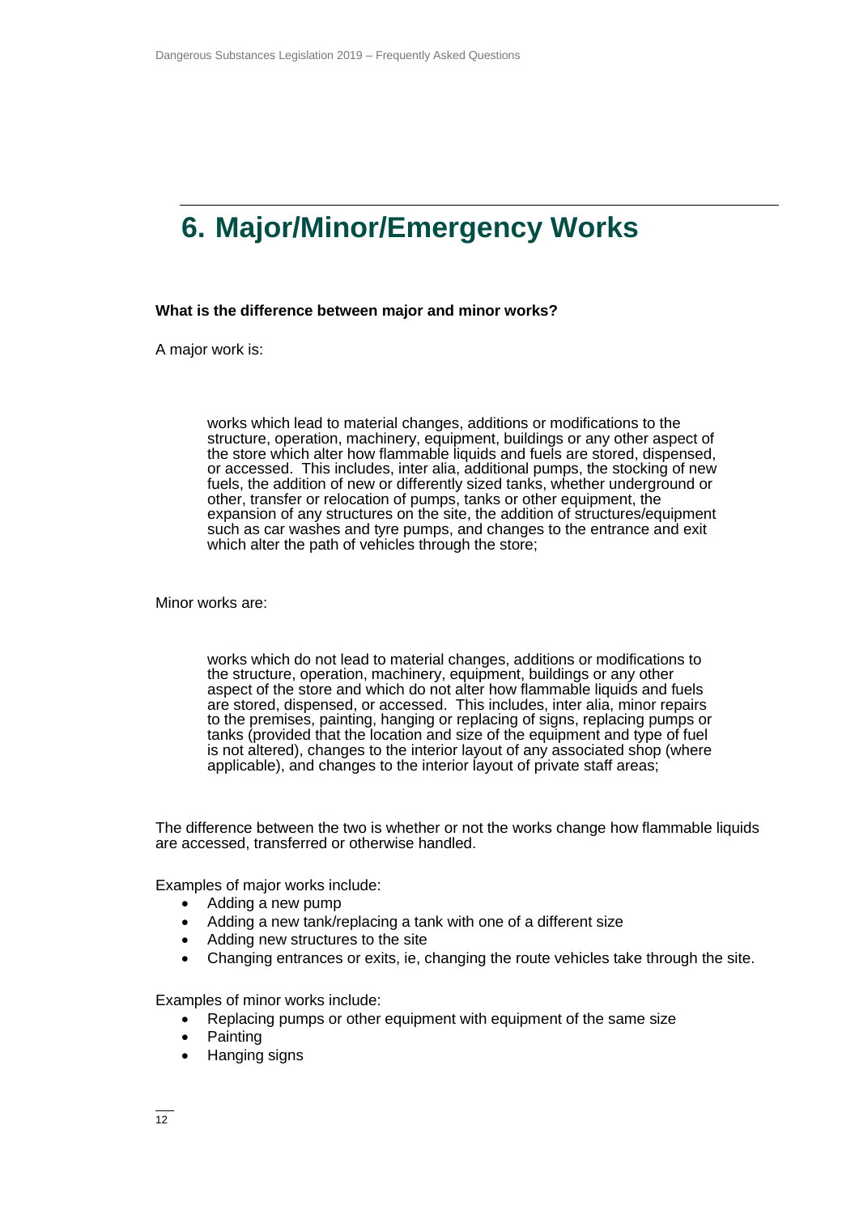# 6. Major/Minor/Emergency Works

**What is the difference between major and minor works?**

A major work is:

> works which lead to material changes, additions or modifications to the structure, operation, machinery, equipment, buildings or any other aspect of the store which alter how flammable liquids and fuels are stored, dispensed, or accessed. This includes, inter alia, additional pumps, the stocking of new fuels, the addition of new or differently sized tanks, whether underground or other, transfer or relocation of pumps, tanks or other equipment, the expansion of any structures on the site, the addition of structures/equipment such as car washes and tyre pumps, and changes to the entrance and exit which alter the path of vehicles through the store;

Minor works are:

> works which do not lead to material changes, additions or modifications to the structure, operation, machinery, equipment, buildings or any other aspect of the store and which do not alter how flammable liquids and fuels are stored, dispensed, or accessed. This includes, inter alia, minor repairs to the premises, painting, hanging or replacing of signs, replacing pumps or tanks (provided that the location and size of the equipment and type of fuel is not altered), changes to the interior layout of any associated shop (where applicable), and changes to the interior layout of private staff areas;

The difference between the two is whether or not the works change how flammable liquids are accessed, transferred or otherwise handled.

Examples of major works include:

- Adding a new pump
- Adding a new tank/replacing a tank with one of a different size
- Adding new structures to the site
- Changing entrances or exits, ie, changing the route vehicles take through the site.

Examples of minor works include:

- Replacing pumps or other equipment with equipment of the same size
- Painting
- Hanging signs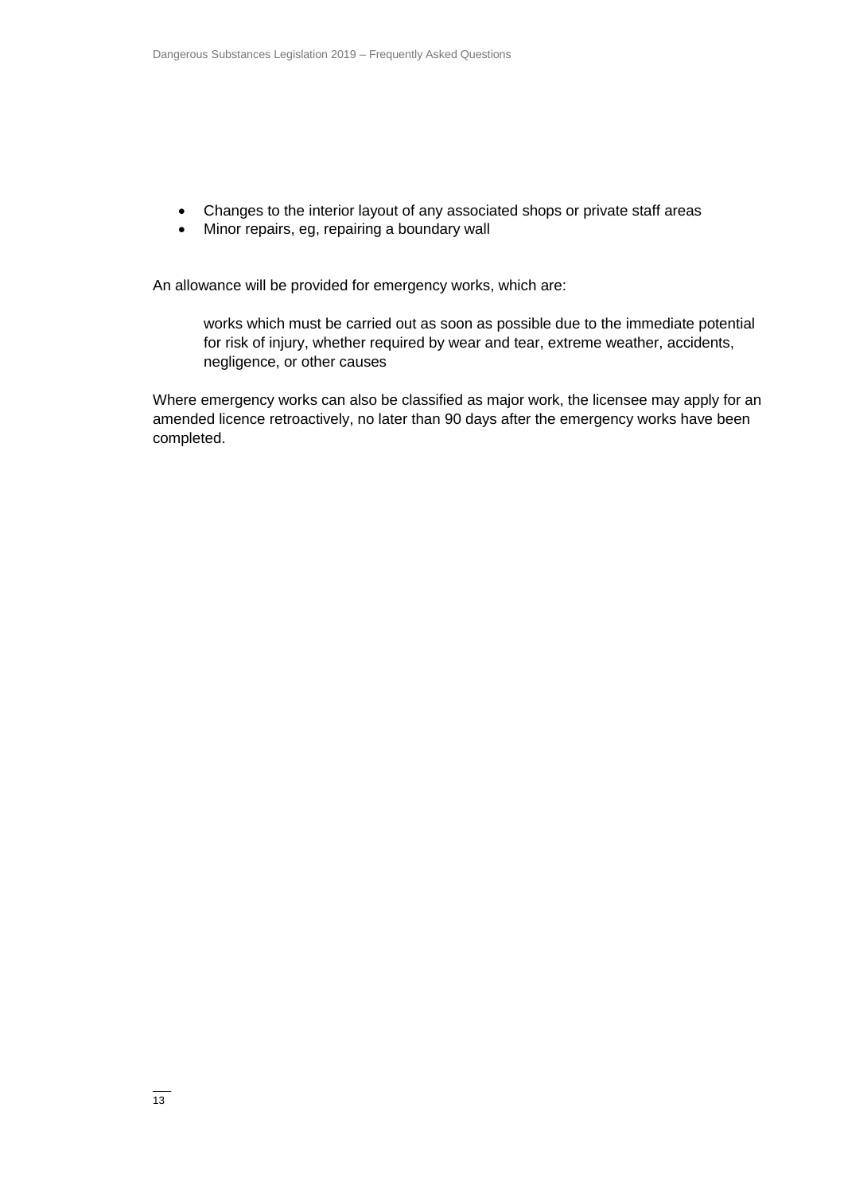- Changes to the interior layout of any associated shops or private staff areas
- Minor repairs, eg, repairing a boundary wall

An allowance will be provided for emergency works, which are:

> works which must be carried out as soon as possible due to the immediate potential for risk of injury, whether required by wear and tear, extreme weather, accidents, negligence, or other causes

Where emergency works can also be classified as major work, the licensee may apply for an amended licence retroactively, no later than 90 days after the emergency works have been completed.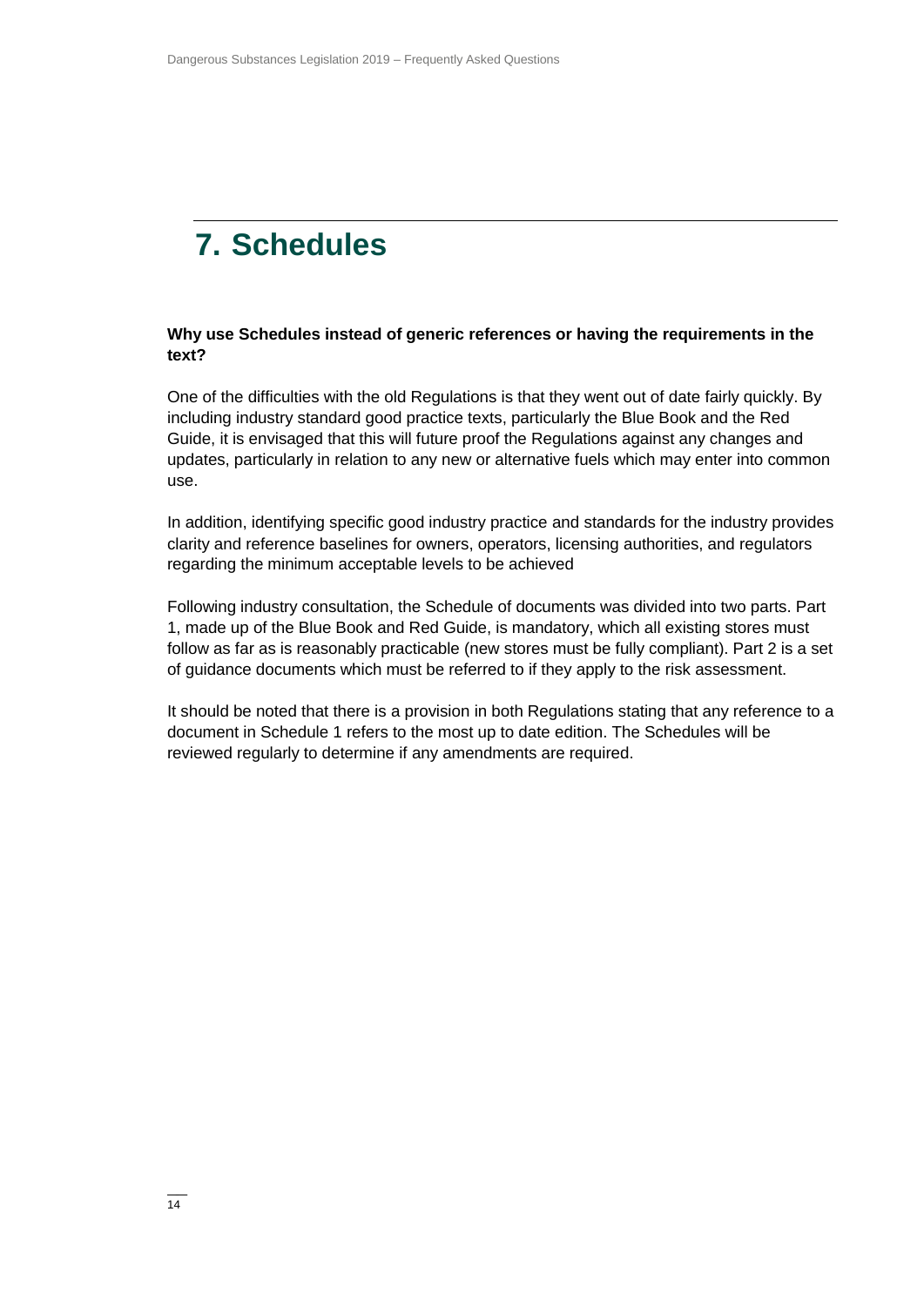# 7. Schedules

**Why use Schedules instead of generic references or having the requirements in the text?**

One of the difficulties with the old Regulations is that they went out of date fairly quickly. By including industry standard good practice texts, particularly the Blue Book and the Red Guide, it is envisaged that this will future proof the Regulations against any changes and updates, particularly in relation to any new or alternative fuels which may enter into common use.

In addition, identifying specific good industry practice and standards for the industry provides clarity and reference baselines for owners, operators, licensing authorities, and regulators regarding the minimum acceptable levels to be achieved

Following industry consultation, the Schedule of documents was divided into two parts. Part 1, made up of the Blue Book and Red Guide, is mandatory, which all existing stores must follow as far as is reasonably practicable (new stores must be fully compliant). Part 2 is a set of guidance documents which must be referred to if they apply to the risk assessment.

It should be noted that there is a provision in both Regulations stating that any reference to a document in Schedule 1 refers to the most up to date edition. The Schedules will be reviewed regularly to determine if any amendments are required.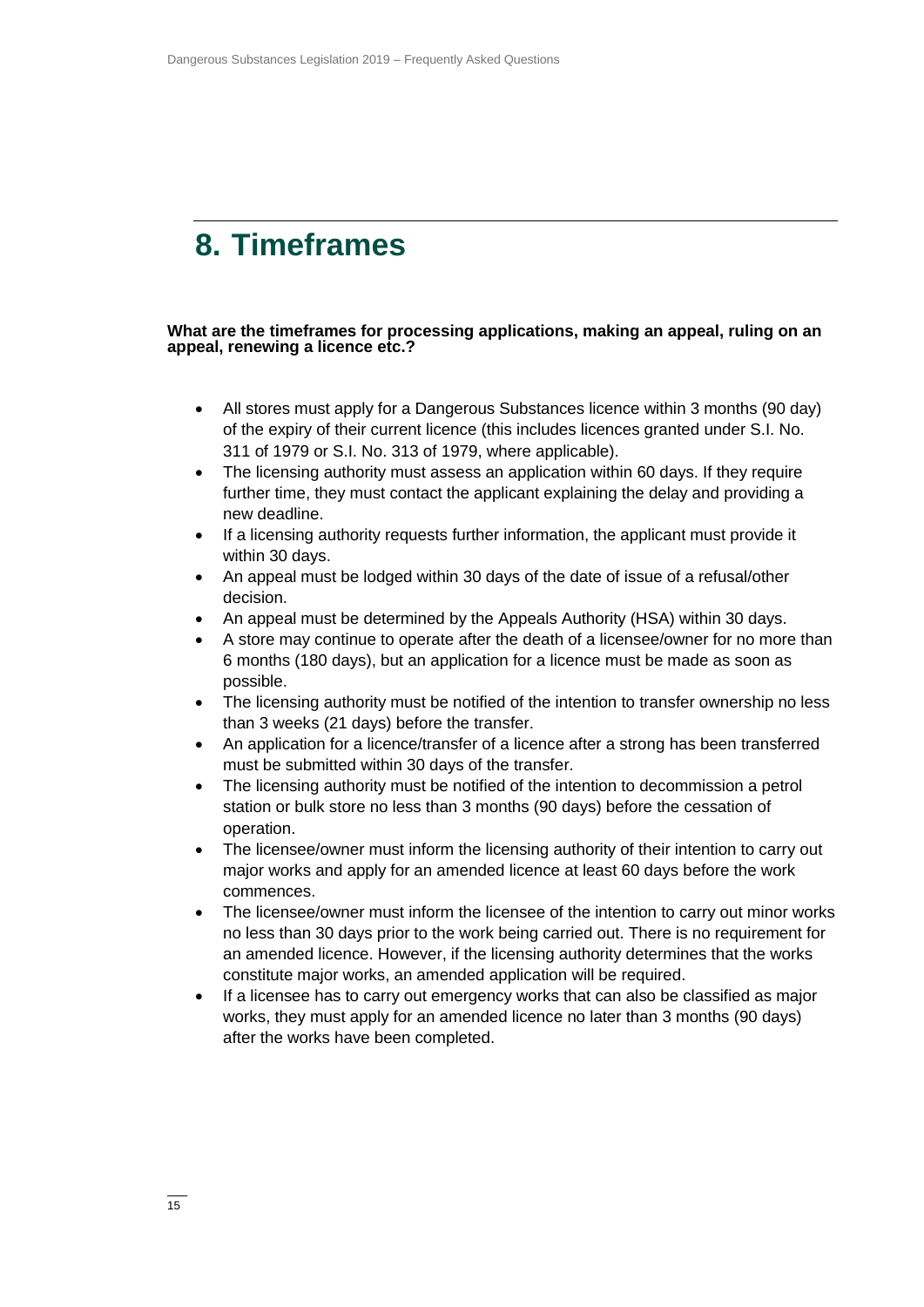# 8. Timeframes

**What are the timeframes for processing applications, making an appeal, ruling on an appeal, renewing a licence etc.?**

- All stores must apply for a Dangerous Substances licence within 3 months (90 day) of the expiry of their current licence (this includes licences granted under S.I. No. 311 of 1979 or S.I. No. 313 of 1979, where applicable).
- The licensing authority must assess an application within 60 days. If they require further time, they must contact the applicant explaining the delay and providing a new deadline.
- If a licensing authority requests further information, the applicant must provide it within 30 days.
- An appeal must be lodged within 30 days of the date of issue of a refusal/other decision.
- An appeal must be determined by the Appeals Authority (HSA) within 30 days.
- A store may continue to operate after the death of a licensee/owner for no more than 6 months (180 days), but an application for a licence must be made as soon as possible.
- The licensing authority must be notified of the intention to transfer ownership no less than 3 weeks (21 days) before the transfer.
- An application for a licence/transfer of a licence after a strong has been transferred must be submitted within 30 days of the transfer.
- The licensing authority must be notified of the intention to decommission a petrol station or bulk store no less than 3 months (90 days) before the cessation of operation.
- The licensee/owner must inform the licensing authority of their intention to carry out major works and apply for an amended licence at least 60 days before the work commences.
- The licensee/owner must inform the licensee of the intention to carry out minor works no less than 30 days prior to the work being carried out. There is no requirement for an amended licence. However, if the licensing authority determines that the works constitute major works, an amended application will be required.
- If a licensee has to carry out emergency works that can also be classified as major works, they must apply for an amended licence no later than 3 months (90 days) after the works have been completed.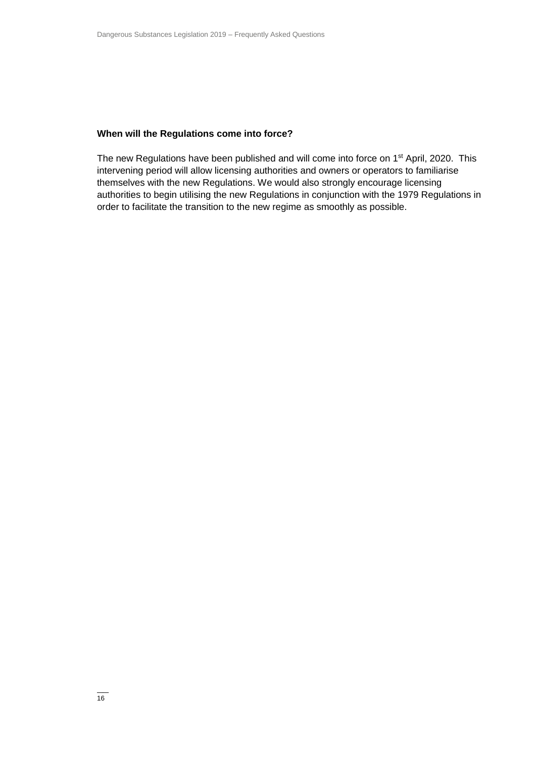**When will the Regulations come into force?**

The new Regulations have been published and will come into force on 1st April, 2020. This intervening period will allow licensing authorities and owners or operators to familiarise themselves with the new Regulations. We would also strongly encourage licensing authorities to begin utilising the new Regulations in conjunction with the 1979 Regulations in order to facilitate the transition to the new regime as smoothly as possible.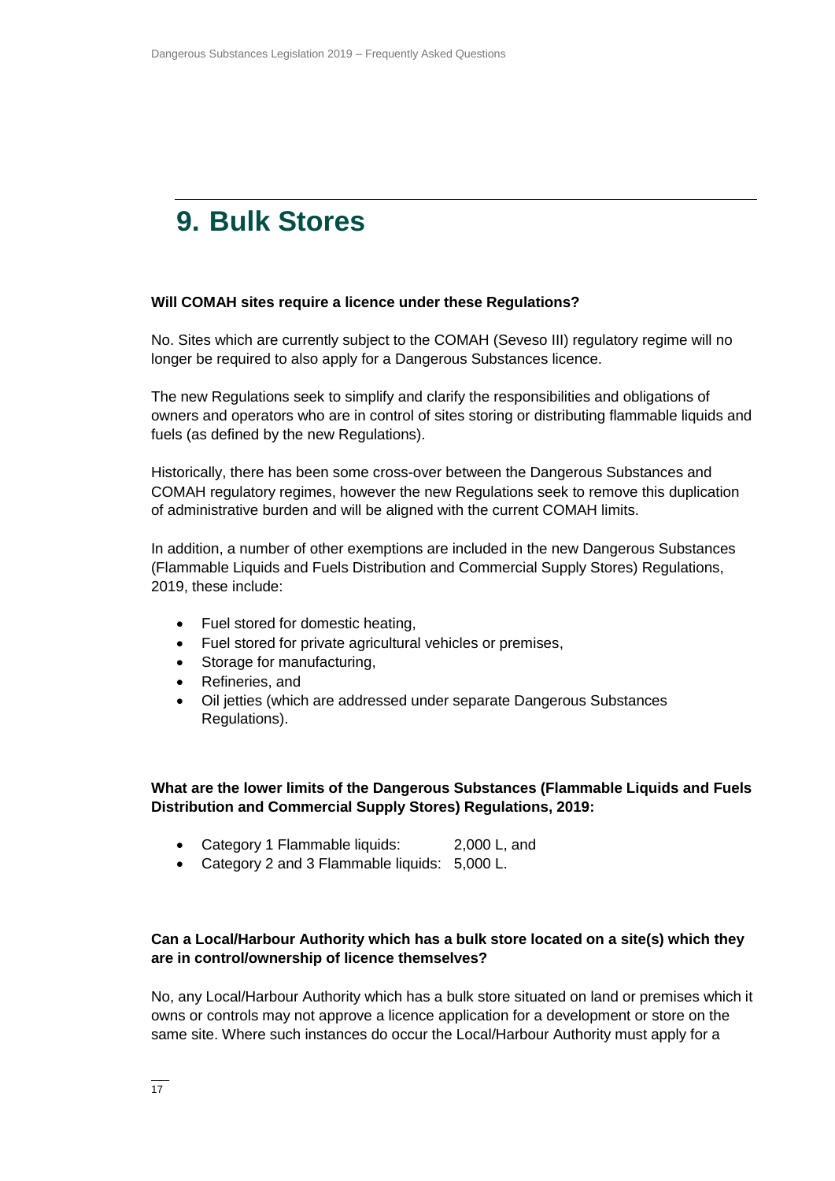# 9. Bulk Stores

**Will COMAH sites require a licence under these Regulations?**

No. Sites which are currently subject to the COMAH (Seveso III) regulatory regime will no longer be required to also apply for a Dangerous Substances licence.

The new Regulations seek to simplify and clarify the responsibilities and obligations of owners and operators who are in control of sites storing or distributing flammable liquids and fuels (as defined by the new Regulations).

Historically, there has been some cross-over between the Dangerous Substances and COMAH regulatory regimes, however the new Regulations seek to remove this duplication of administrative burden and will be aligned with the current COMAH limits.

In addition, a number of other exemptions are included in the new Dangerous Substances (Flammable Liquids and Fuels Distribution and Commercial Supply Stores) Regulations, 2019, these include:

- Fuel stored for domestic heating,
- Fuel stored for private agricultural vehicles or premises,
- Storage for manufacturing,
- Refineries, and
- Oil jetties (which are addressed under separate Dangerous Substances Regulations).

**What are the lower limits of the Dangerous Substances (Flammable Liquids and Fuels Distribution and Commercial Supply Stores) Regulations, 2019:**

- Category 1 Flammable liquids: 2,000 L, and
- Category 2 and 3 Flammable liquids: 5,000 L.

**Can a Local/Harbour Authority which has a bulk store located on a site(s) which they are in control/ownership of licence themselves?**

No, any Local/Harbour Authority which has a bulk store situated on land or premises which it owns or controls may not approve a licence application for a development or store on the same site. Where such instances do occur the Local/Harbour Authority must apply for a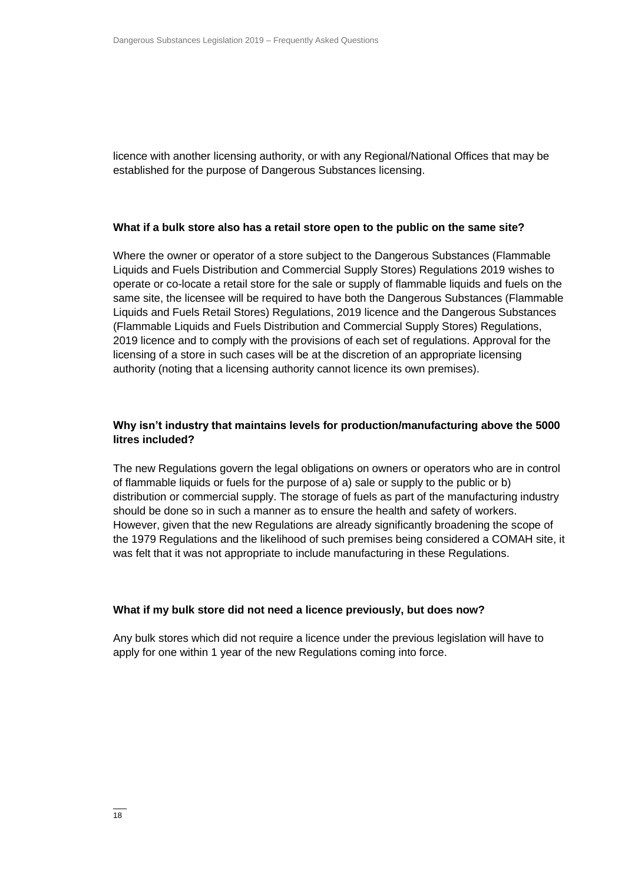licence with another licensing authority, or with any Regional/National Offices that may be established for the purpose of Dangerous Substances licensing.

### What if a bulk store also has a retail store open to the public on the same site?

Where the owner or operator of a store subject to the Dangerous Substances (Flammable Liquids and Fuels Distribution and Commercial Supply Stores) Regulations 2019 wishes to operate or co-locate a retail store for the sale or supply of flammable liquids and fuels on the same site, the licensee will be required to have both the Dangerous Substances (Flammable Liquids and Fuels Retail Stores) Regulations, 2019 licence and the Dangerous Substances (Flammable Liquids and Fuels Distribution and Commercial Supply Stores) Regulations, 2019 licence and to comply with the provisions of each set of regulations. Approval for the licensing of a store in such cases will be at the discretion of an appropriate licensing authority (noting that a licensing authority cannot licence its own premises).

### Why isn't industry that maintains levels for production/manufacturing above the 5000 litres included?

The new Regulations govern the legal obligations on owners or operators who are in control of flammable liquids or fuels for the purpose of a) sale or supply to the public or b) distribution or commercial supply. The storage of fuels as part of the manufacturing industry should be done so in such a manner as to ensure the health and safety of workers. However, given that the new Regulations are already significantly broadening the scope of the 1979 Regulations and the likelihood of such premises being considered a COMAH site, it was felt that it was not appropriate to include manufacturing in these Regulations.

### What if my bulk store did not need a licence previously, but does now?

Any bulk stores which did not require a licence under the previous legislation will have to apply for one within 1 year of the new Regulations coming into force.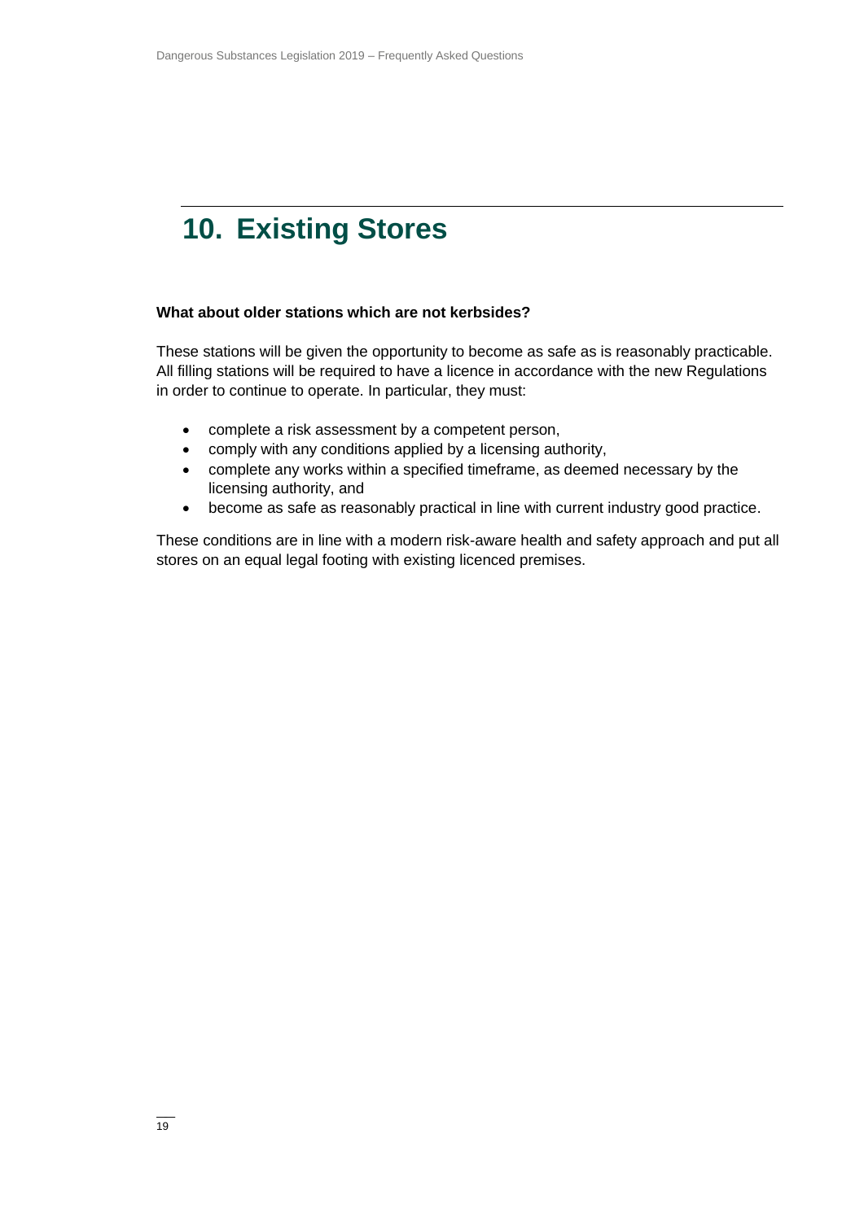# 10. Existing Stores

**What about older stations which are not kerbsides?**

These stations will be given the opportunity to become as safe as is reasonably practicable. All filling stations will be required to have a licence in accordance with the new Regulations in order to continue to operate. In particular, they must:

- complete a risk assessment by a competent person,
- comply with any conditions applied by a licensing authority,
- complete any works within a specified timeframe, as deemed necessary by the licensing authority, and
- become as safe as reasonably practical in line with current industry good practice.

These conditions are in line with a modern risk-aware health and safety approach and put all stores on an equal legal footing with existing licenced premises.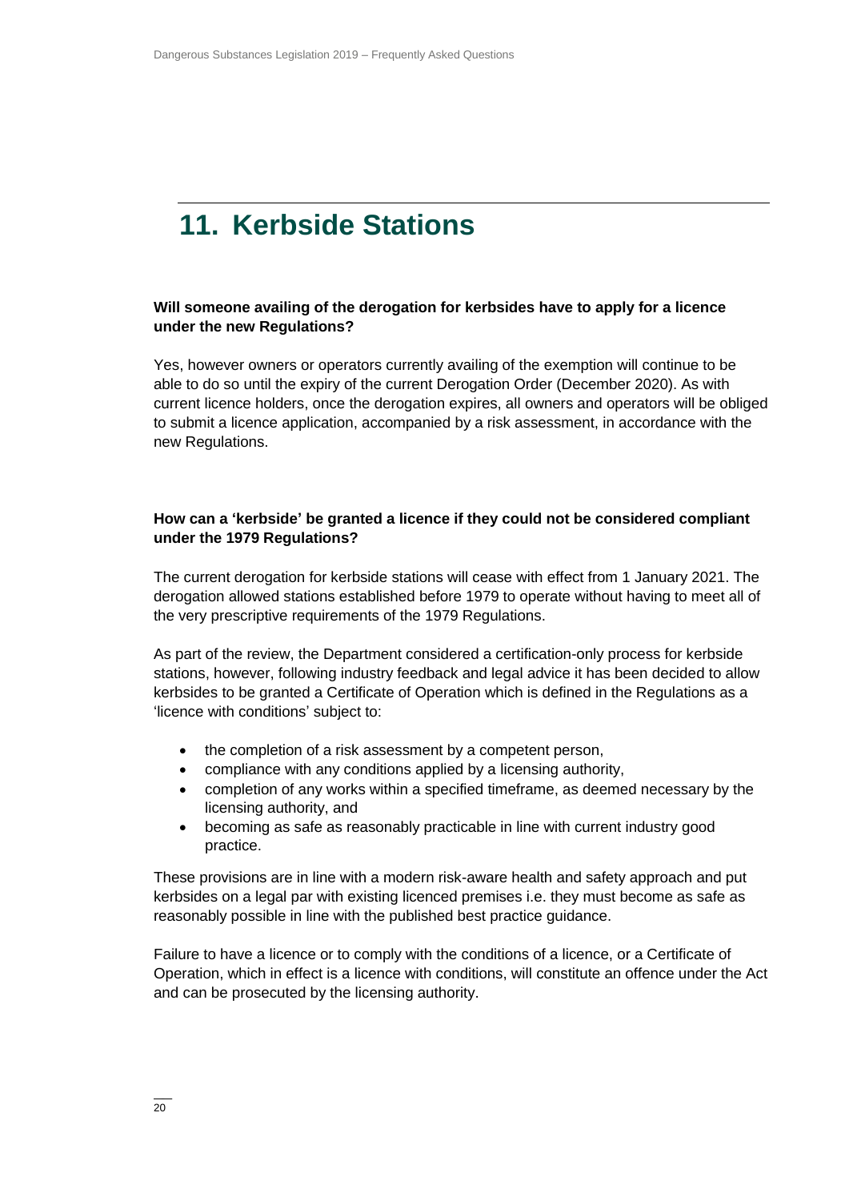# 11. Kerbside Stations

**Will someone availing of the derogation for kerbsides have to apply for a licence under the new Regulations?**

Yes, however owners or operators currently availing of the exemption will continue to be able to do so until the expiry of the current Derogation Order (December 2020). As with current licence holders, once the derogation expires, all owners and operators will be obliged to submit a licence application, accompanied by a risk assessment, in accordance with the new Regulations.

**How can a 'kerbside' be granted a licence if they could not be considered compliant under the 1979 Regulations?**

The current derogation for kerbside stations will cease with effect from 1 January 2021. The derogation allowed stations established before 1979 to operate without having to meet all of the very prescriptive requirements of the 1979 Regulations.

As part of the review, the Department considered a certification-only process for kerbside stations, however, following industry feedback and legal advice it has been decided to allow kerbsides to be granted a Certificate of Operation which is defined in the Regulations as a 'licence with conditions' subject to:

- the completion of a risk assessment by a competent person,
- compliance with any conditions applied by a licensing authority,
- completion of any works within a specified timeframe, as deemed necessary by the licensing authority, and
- becoming as safe as reasonably practicable in line with current industry good practice.

These provisions are in line with a modern risk-aware health and safety approach and put kerbsides on a legal par with existing licenced premises i.e. they must become as safe as reasonably possible in line with the published best practice guidance.

Failure to have a licence or to comply with the conditions of a licence, or a Certificate of Operation, which in effect is a licence with conditions, will constitute an offence under the Act and can be prosecuted by the licensing authority.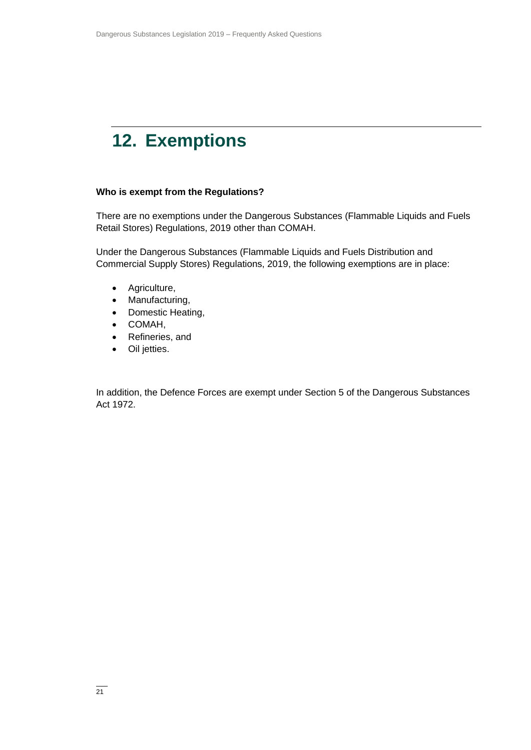# 12. Exemptions

**Who is exempt from the Regulations?**

There are no exemptions under the Dangerous Substances (Flammable Liquids and Fuels Retail Stores) Regulations, 2019 other than COMAH.

Under the Dangerous Substances (Flammable Liquids and Fuels Distribution and Commercial Supply Stores) Regulations, 2019, the following exemptions are in place:

- Agriculture,
- Manufacturing,
- Domestic Heating,
- COMAH,
- Refineries, and
- Oil jetties.

In addition, the Defence Forces are exempt under Section 5 of the Dangerous Substances Act 1972.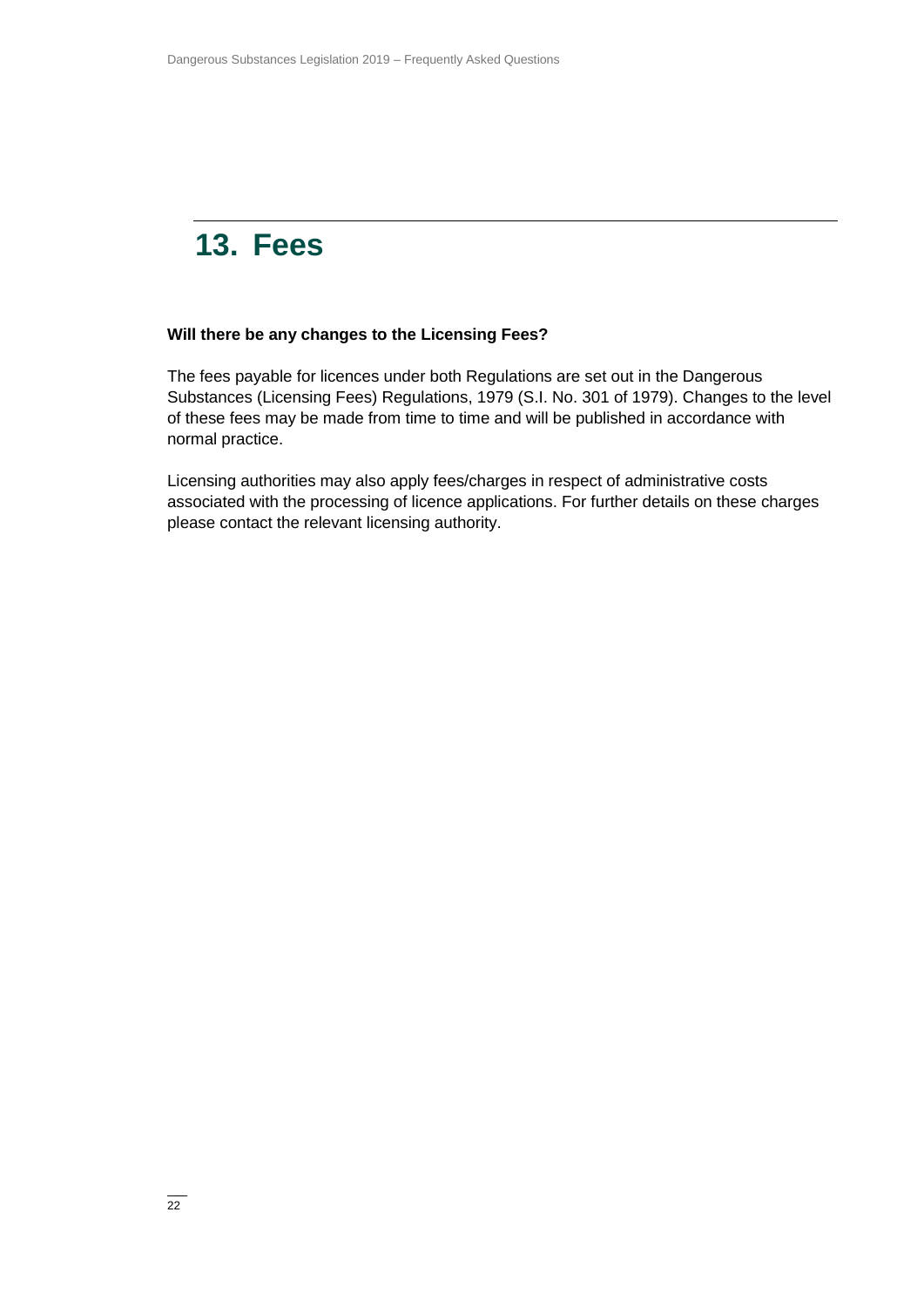# 13. Fees

**Will there be any changes to the Licensing Fees?**

The fees payable for licences under both Regulations are set out in the Dangerous Substances (Licensing Fees) Regulations, 1979 (S.I. No. 301 of 1979). Changes to the level of these fees may be made from time to time and will be published in accordance with normal practice.

Licensing authorities may also apply fees/charges in respect of administrative costs associated with the processing of licence applications. For further details on these charges please contact the relevant licensing authority.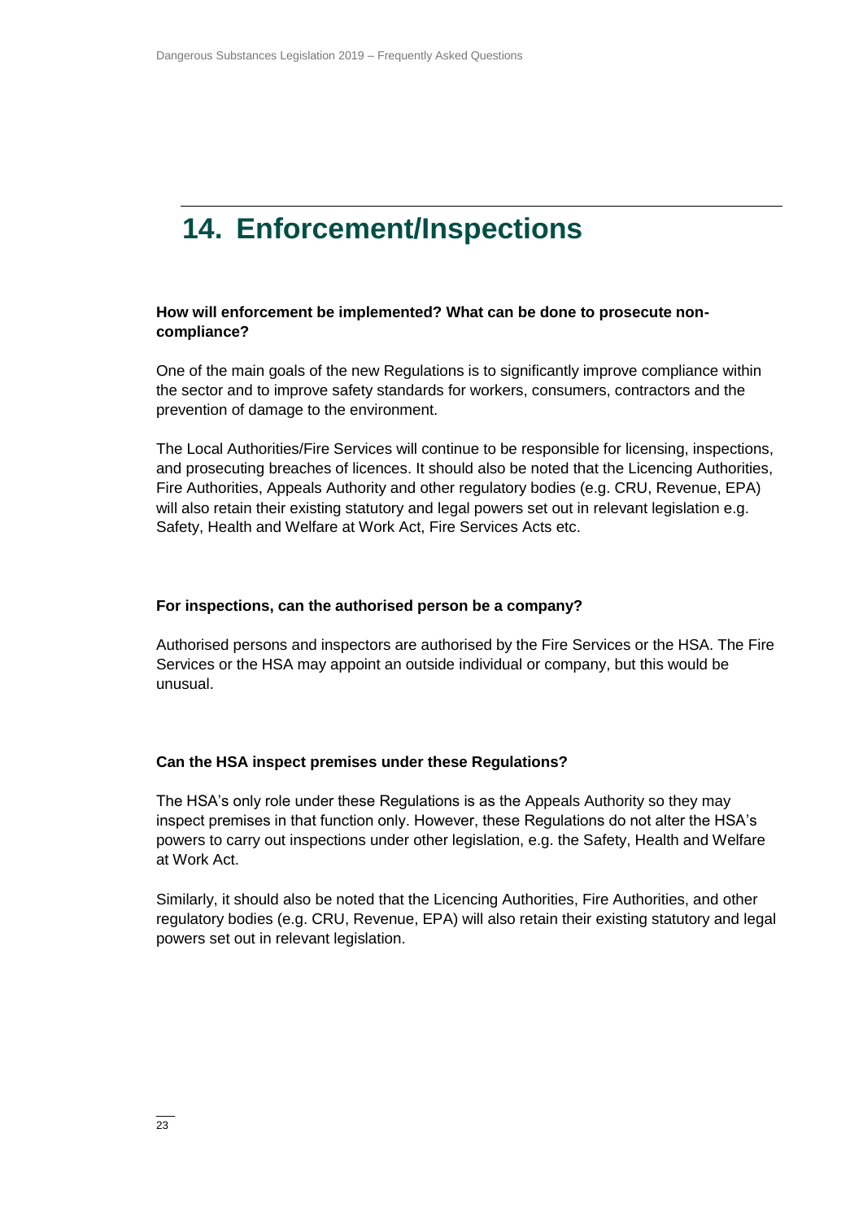# 14. Enforcement/Inspections

**How will enforcement be implemented? What can be done to prosecute non-compliance?**

One of the main goals of the new Regulations is to significantly improve compliance within the sector and to improve safety standards for workers, consumers, contractors and the prevention of damage to the environment.

The Local Authorities/Fire Services will continue to be responsible for licensing, inspections, and prosecuting breaches of licences. It should also be noted that the Licencing Authorities, Fire Authorities, Appeals Authority and other regulatory bodies (e.g. CRU, Revenue, EPA) will also retain their existing statutory and legal powers set out in relevant legislation e.g. Safety, Health and Welfare at Work Act, Fire Services Acts etc.

**For inspections, can the authorised person be a company?**

Authorised persons and inspectors are authorised by the Fire Services or the HSA. The Fire Services or the HSA may appoint an outside individual or company, but this would be unusual.

**Can the HSA inspect premises under these Regulations?**

The HSA's only role under these Regulations is as the Appeals Authority so they may inspect premises in that function only. However, these Regulations do not alter the HSA's powers to carry out inspections under other legislation, e.g. the Safety, Health and Welfare at Work Act.

Similarly, it should also be noted that the Licencing Authorities, Fire Authorities, and other regulatory bodies (e.g. CRU, Revenue, EPA) will also retain their existing statutory and legal powers set out in relevant legislation.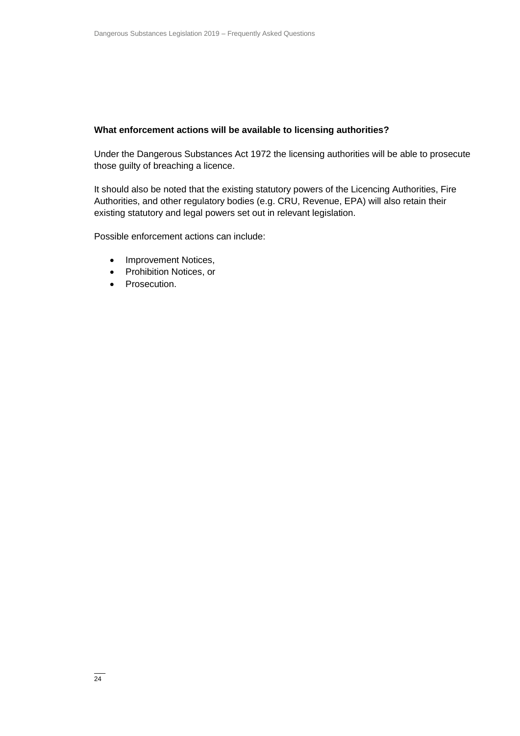**What enforcement actions will be available to licensing authorities?**

Under the Dangerous Substances Act 1972 the licensing authorities will be able to prosecute those guilty of breaching a licence.

It should also be noted that the existing statutory powers of the Licencing Authorities, Fire Authorities, and other regulatory bodies (e.g. CRU, Revenue, EPA) will also retain their existing statutory and legal powers set out in relevant legislation.

Possible enforcement actions can include:

- Improvement Notices,
- Prohibition Notices, or
- Prosecution.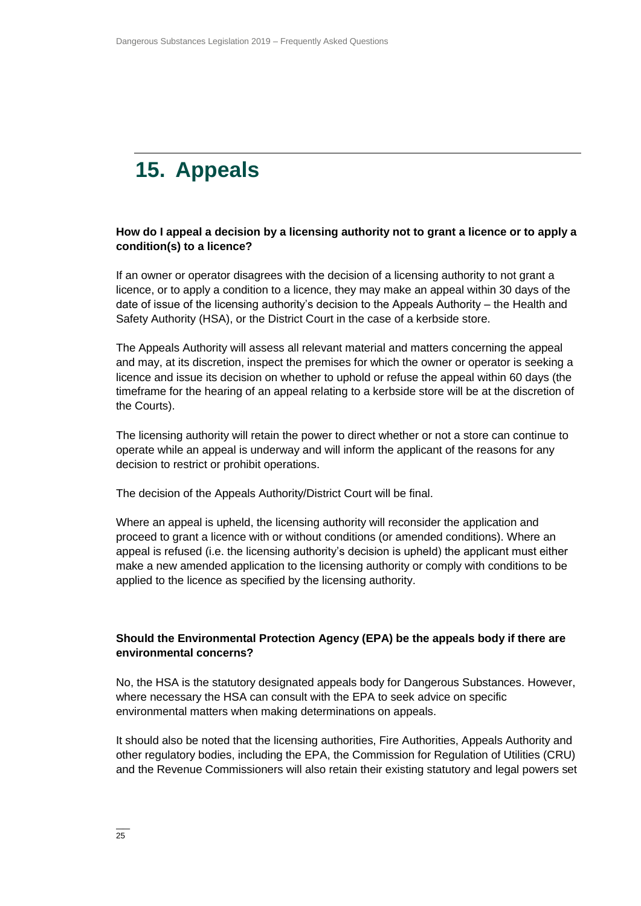# 15. Appeals

**How do I appeal a decision by a licensing authority not to grant a licence or to apply a condition(s) to a licence?**

If an owner or operator disagrees with the decision of a licensing authority to not grant a licence, or to apply a condition to a licence, they may make an appeal within 30 days of the date of issue of the licensing authority's decision to the Appeals Authority – the Health and Safety Authority (HSA), or the District Court in the case of a kerbside store.

The Appeals Authority will assess all relevant material and matters concerning the appeal and may, at its discretion, inspect the premises for which the owner or operator is seeking a licence and issue its decision on whether to uphold or refuse the appeal within 60 days (the timeframe for the hearing of an appeal relating to a kerbside store will be at the discretion of the Courts).

The licensing authority will retain the power to direct whether or not a store can continue to operate while an appeal is underway and will inform the applicant of the reasons for any decision to restrict or prohibit operations.

The decision of the Appeals Authority/District Court will be final.

Where an appeal is upheld, the licensing authority will reconsider the application and proceed to grant a licence with or without conditions (or amended conditions). Where an appeal is refused (i.e. the licensing authority's decision is upheld) the applicant must either make a new amended application to the licensing authority or comply with conditions to be applied to the licence as specified by the licensing authority.

**Should the Environmental Protection Agency (EPA) be the appeals body if there are environmental concerns?**

No, the HSA is the statutory designated appeals body for Dangerous Substances. However, where necessary the HSA can consult with the EPA to seek advice on specific environmental matters when making determinations on appeals.

It should also be noted that the licensing authorities, Fire Authorities, Appeals Authority and other regulatory bodies, including the EPA, the Commission for Regulation of Utilities (CRU) and the Revenue Commissioners will also retain their existing statutory and legal powers set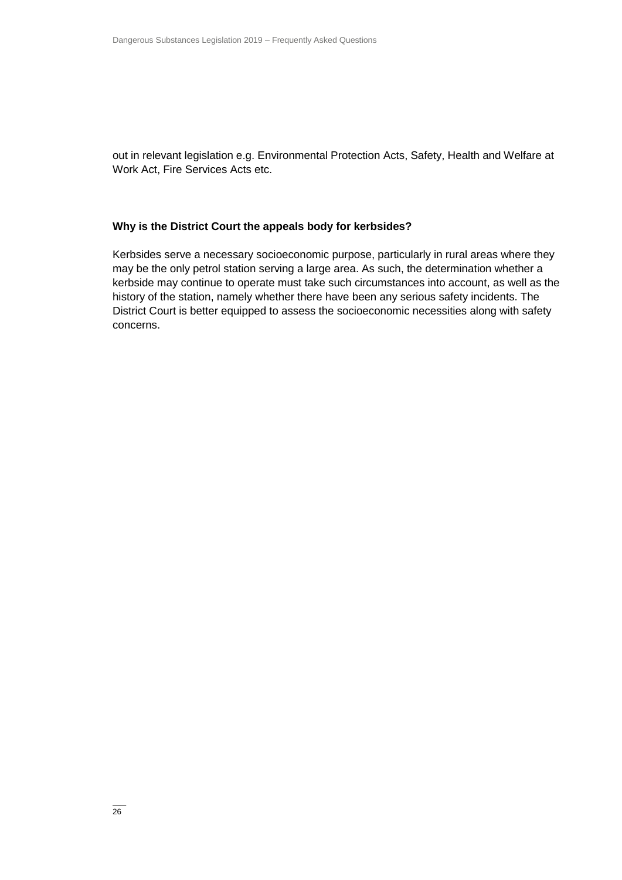out in relevant legislation e.g. Environmental Protection Acts, Safety, Health and Welfare at Work Act, Fire Services Acts etc.

**Why is the District Court the appeals body for kerbsides?**

Kerbsides serve a necessary socioeconomic purpose, particularly in rural areas where they may be the only petrol station serving a large area. As such, the determination whether a kerbside may continue to operate must take such circumstances into account, as well as the history of the station, namely whether there have been any serious safety incidents. The District Court is better equipped to assess the socioeconomic necessities along with safety concerns.